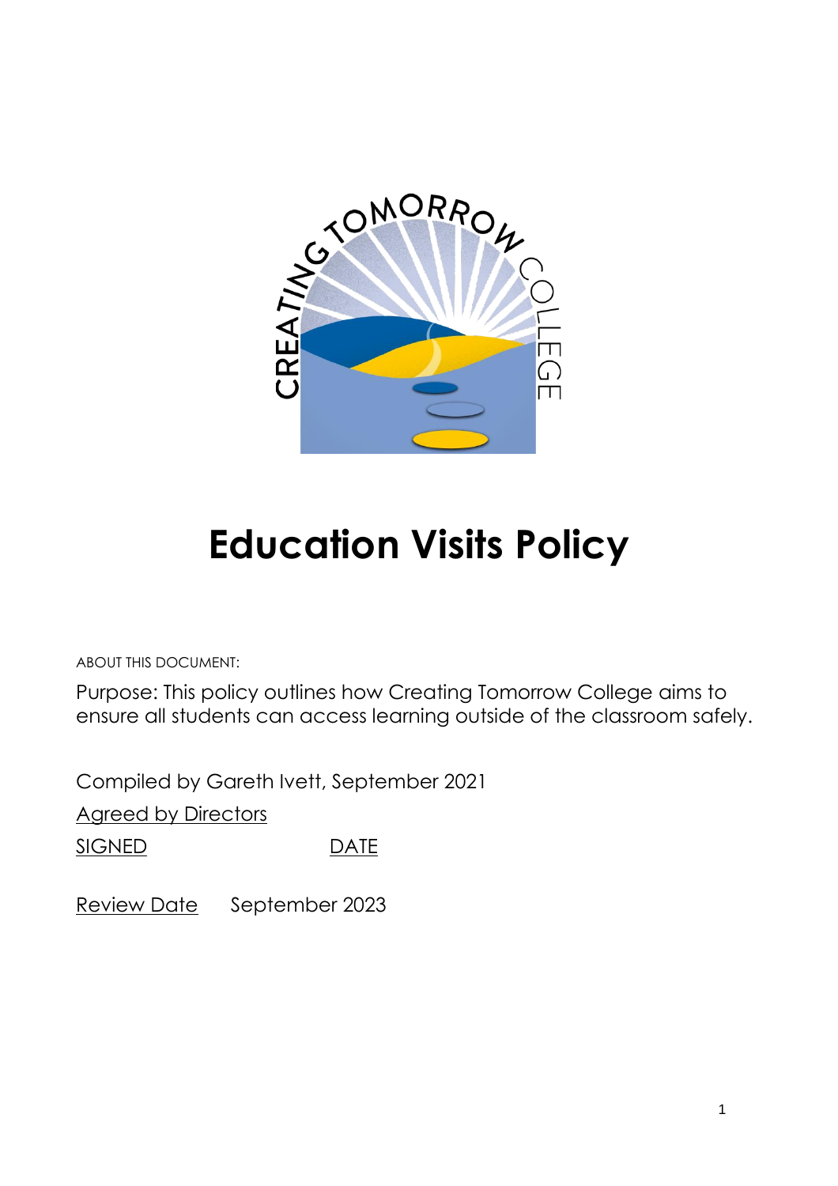# Education Visits Policy

ABOUT THIS DOCUMENT:

Purpose: This policy outlines how Creating Tomorrow College aims to ensure all students can access learning outside of the classroom safely.

Compiled by Gareth Ivett, September 2021

Agreed by Directors

SIGNED DATE

Review Date September 2023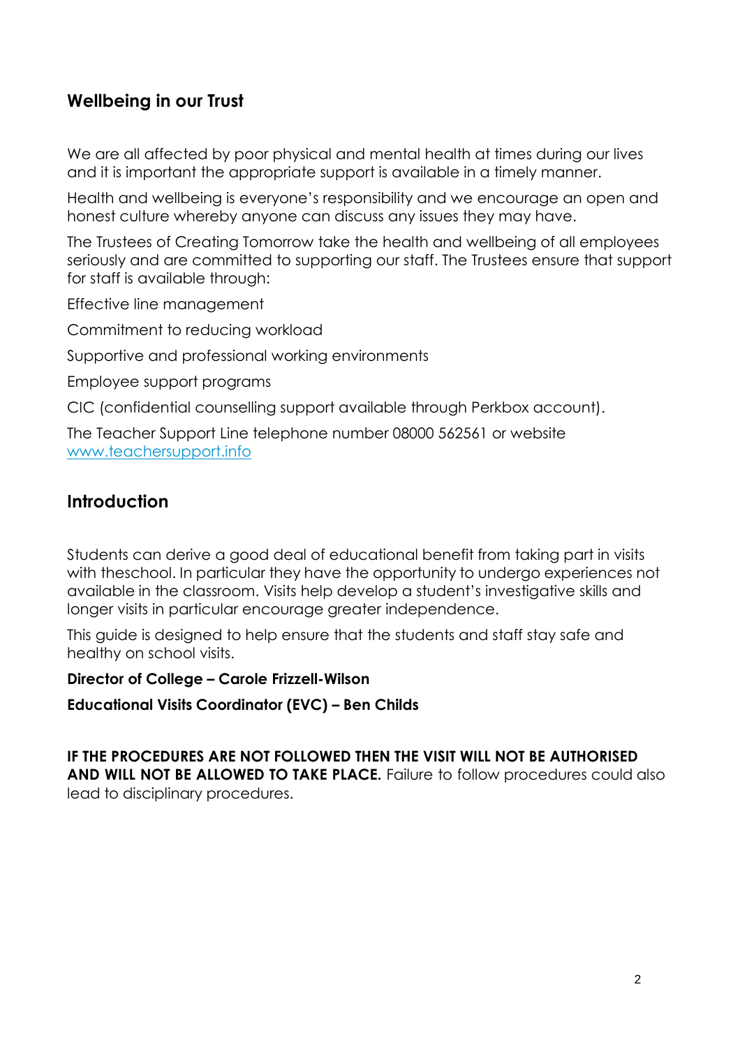## Wellbeing in our Trust

We are all affected by poor physical and mental health at times during our lives and it is important the appropriate support is available in a timely manner.

Health and wellbeing is everyone's responsibility and we encourage an open and honest culture whereby anyone can discuss any issues they may have.

The Trustees of Creating Tomorrow take the health and wellbeing of all employees seriously and are committed to supporting our staff. The Trustees ensure that support for staff is available through:

Effective line management

Commitment to reducing workload

Supportive and professional working environments

Employee support programs

CIC (confidential counselling support available through Perkbox account).

The Teacher Support Line telephone number 08000 562561 or website [www.teachersupport.info](www.teachersupport.info)

## Introduction

Students can derive a good deal of educational benefit from taking part in visits with theschool. In particular they have the opportunity to undergo experiences not available in the classroom. Visits help develop a student's investigative skills and longer visits in particular encourage greater independence.

This guide is designed to help ensure that the students and staff stay safe and healthy on school visits.

**Director of College – Carole Frizzell-Wilson**

**Educational Visits Coordinator (EVC) – Ben Childs**

**IF THE PROCEDURES ARE NOT FOLLOWED THEN THE VISIT WILL NOT BE AUTHORISED AND WILL NOT BE ALLOWED TO TAKE PLACE.** Failure to follow procedures could also lead to disciplinary procedures.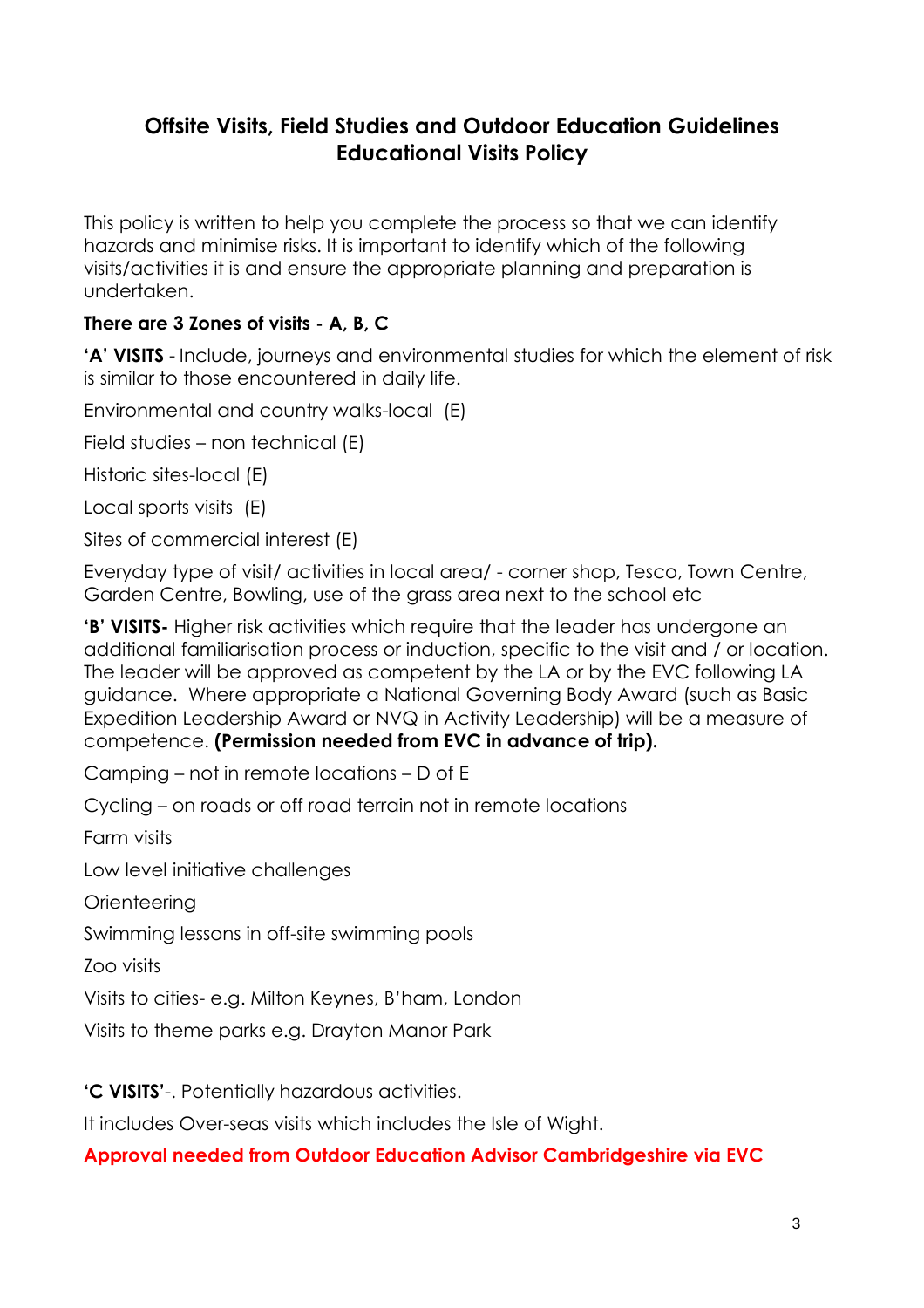## Offsite Visits, Field Studies and Outdoor Education Guidelines
## Educational Visits Policy

This policy is written to help you complete the process so that we can identify hazards and minimise risks. It is important to identify which of the following visits/activities it is and ensure the appropriate planning and preparation is undertaken.

**There are 3 Zones of visits - A, B, C**

**'A' VISITS** - Include, journeys and environmental studies for which the element of risk is similar to those encountered in daily life.

Environmental and country walks-local (E)

Field studies – non technical (E)

Historic sites-local (E)

Local sports visits (E)

Sites of commercial interest (E)

Everyday type of visit/ activities in local area/ - corner shop, Tesco, Town Centre, Garden Centre, Bowling, use of the grass area next to the school etc

**'B' VISITS-** Higher risk activities which require that the leader has undergone an additional familiarisation process or induction, specific to the visit and / or location. The leader will be approved as competent by the LA or by the EVC following LA guidance. Where appropriate a National Governing Body Award (such as Basic Expedition Leadership Award or NVQ in Activity Leadership) will be a measure of competence. **(Permission needed from EVC in advance of trip).**

Camping – not in remote locations – D of E

Cycling – on roads or off road terrain not in remote locations

Farm visits

Low level initiative challenges

Orienteering

Swimming lessons in off-site swimming pools

Zoo visits

Visits to cities- e.g. Milton Keynes, B'ham, London

Visits to theme parks e.g. Drayton Manor Park

**'C VISITS'**-. Potentially hazardous activities.

It includes Over-seas visits which includes the Isle of Wight.

**Approval needed from Outdoor Education Advisor Cambridgeshire via EVC**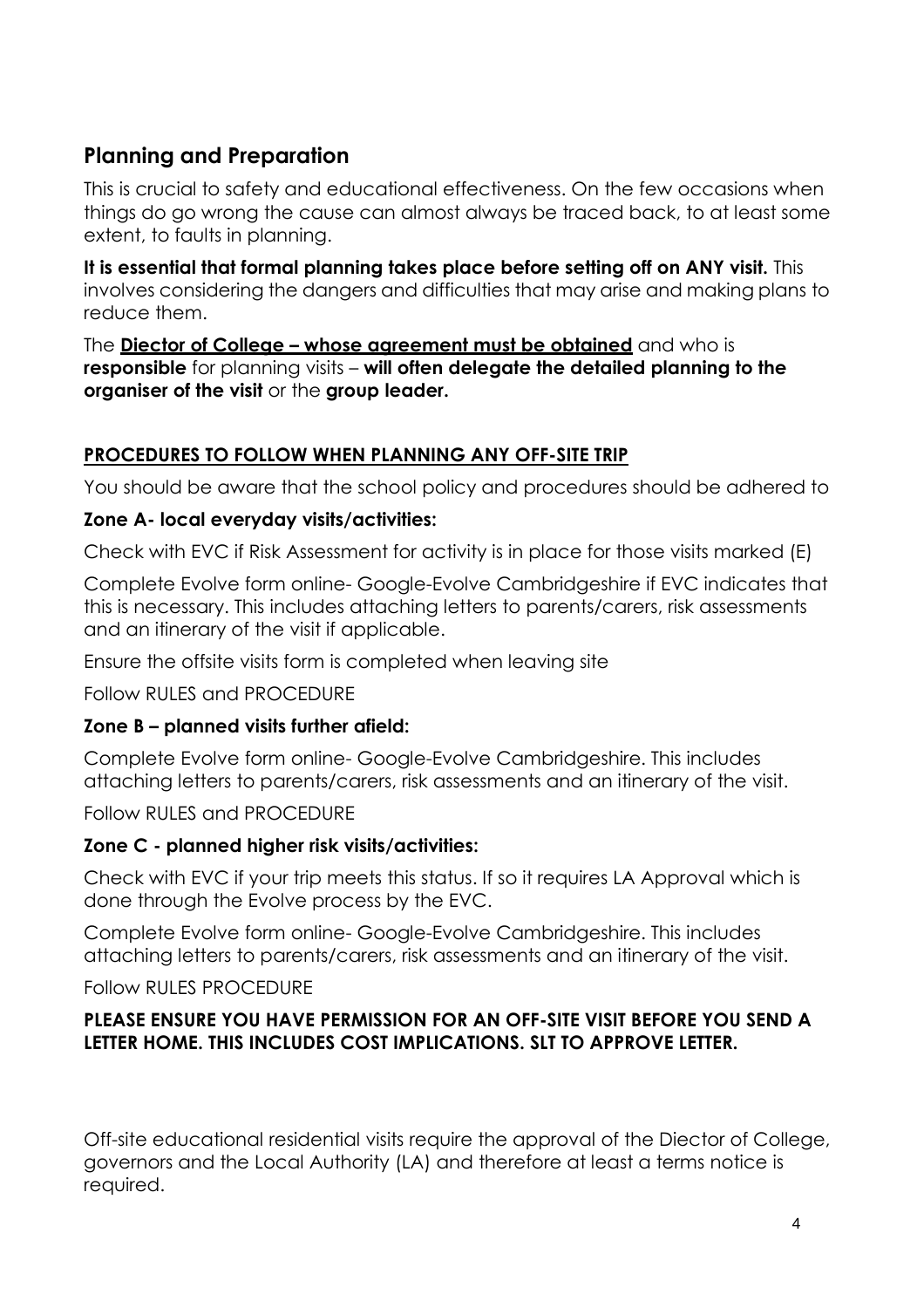## Planning and Preparation

This is crucial to safety and educational effectiveness. On the few occasions when things do go wrong the cause can almost always be traced back, to at least some extent, to faults in planning.

**It is essential that formal planning takes place before setting off on ANY visit.** This involves considering the dangers and difficulties that may arise and making plans to reduce them.

The **<u>Diector of College – whose agreement must be obtained</u>** and who is **responsible** for planning visits – **will often delegate the detailed planning to the organiser of the visit** or the **group leader.**

### <u>PROCEDURES TO FOLLOW WHEN PLANNING ANY OFF-SITE TRIP</u>

You should be aware that the school policy and procedures should be adhered to

**Zone A- local everyday visits/activities:**

Check with EVC if Risk Assessment for activity is in place for those visits marked (E)

Complete Evolve form online- Google-Evolve Cambridgeshire if EVC indicates that this is necessary. This includes attaching letters to parents/carers, risk assessments and an itinerary of the visit if applicable.

Ensure the offsite visits form is completed when leaving site

Follow RULES and PROCEDURE

**Zone B – planned visits further afield:**

Complete Evolve form online- Google-Evolve Cambridgeshire. This includes attaching letters to parents/carers, risk assessments and an itinerary of the visit.

Follow RULES and PROCEDURE

**Zone C - planned higher risk visits/activities:**

Check with EVC if your trip meets this status. If so it requires LA Approval which is done through the Evolve process by the EVC.

Complete Evolve form online- Google-Evolve Cambridgeshire. This includes attaching letters to parents/carers, risk assessments and an itinerary of the visit.

Follow RULES PROCEDURE

**PLEASE ENSURE YOU HAVE PERMISSION FOR AN OFF-SITE VISIT BEFORE YOU SEND A LETTER HOME. THIS INCLUDES COST IMPLICATIONS. SLT TO APPROVE LETTER.**

Off-site educational residential visits require the approval of the Diector of College, governors and the Local Authority (LA) and therefore at least a terms notice is required.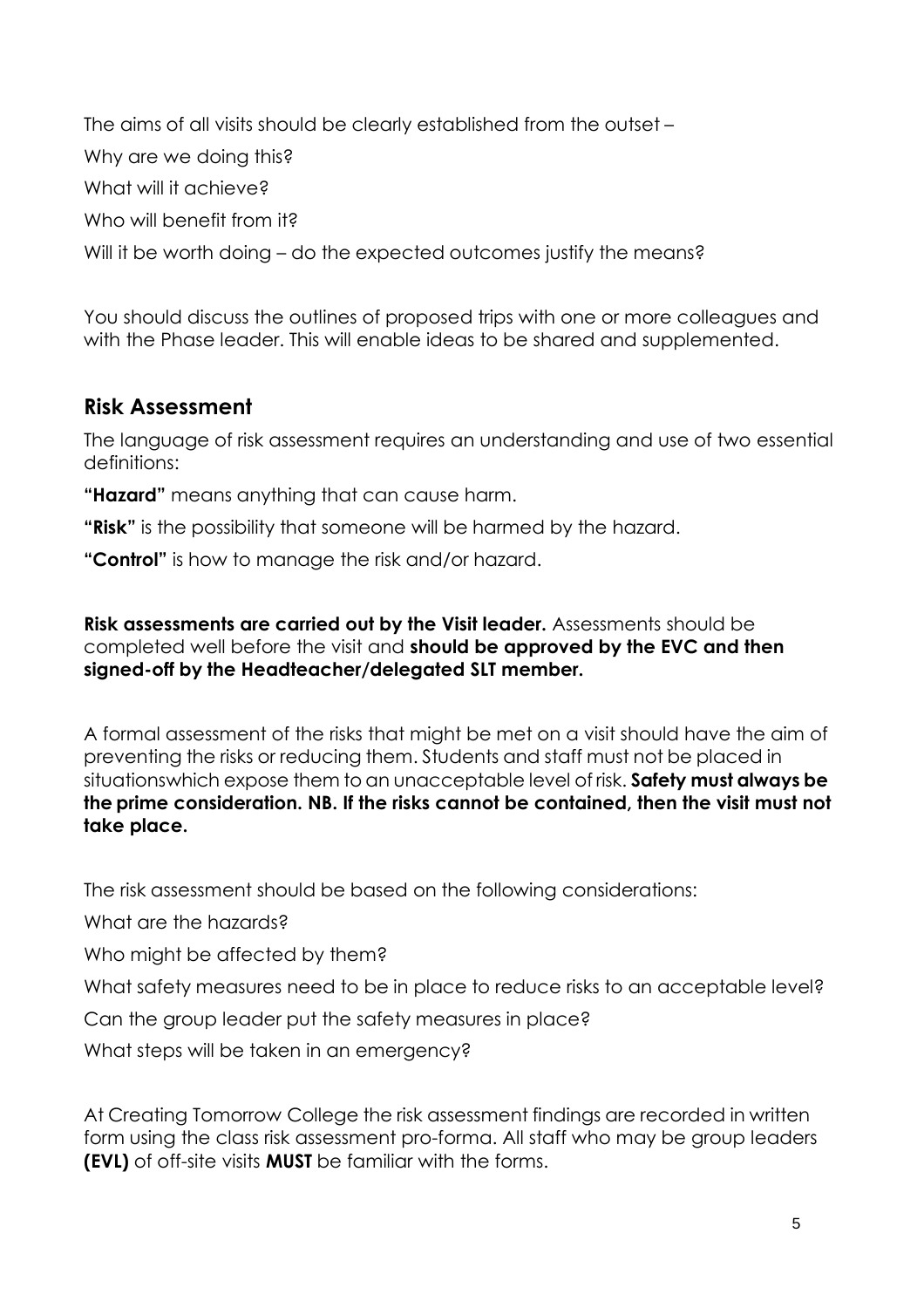The aims of all visits should be clearly established from the outset –

Why are we doing this?

What will it achieve?

Who will benefit from it?

Will it be worth doing – do the expected outcomes justify the means?

You should discuss the outlines of proposed trips with one or more colleagues and with the Phase leader. This will enable ideas to be shared and supplemented.

## Risk Assessment

The language of risk assessment requires an understanding and use of two essential definitions:

**"Hazard"** means anything that can cause harm.

**"Risk"** is the possibility that someone will be harmed by the hazard.

**"Control"** is how to manage the risk and/or hazard.

**Risk assessments are carried out by the Visit leader.** Assessments should be completed well before the visit and **should be approved by the EVC and then signed-off by the Headteacher/delegated SLT member.**

A formal assessment of the risks that might be met on a visit should have the aim of preventing the risks or reducing them. Students and staff must not be placed in situationswhich expose them to an unacceptable level of risk. **Safety must always be the prime consideration. NB. If the risks cannot be contained, then the visit must not take place.**

The risk assessment should be based on the following considerations:

What are the hazards?

Who might be affected by them?

What safety measures need to be in place to reduce risks to an acceptable level?

Can the group leader put the safety measures in place?

What steps will be taken in an emergency?

At Creating Tomorrow College the risk assessment findings are recorded in written form using the class risk assessment pro-forma. All staff who may be group leaders **(EVL)** of off-site visits **MUST** be familiar with the forms.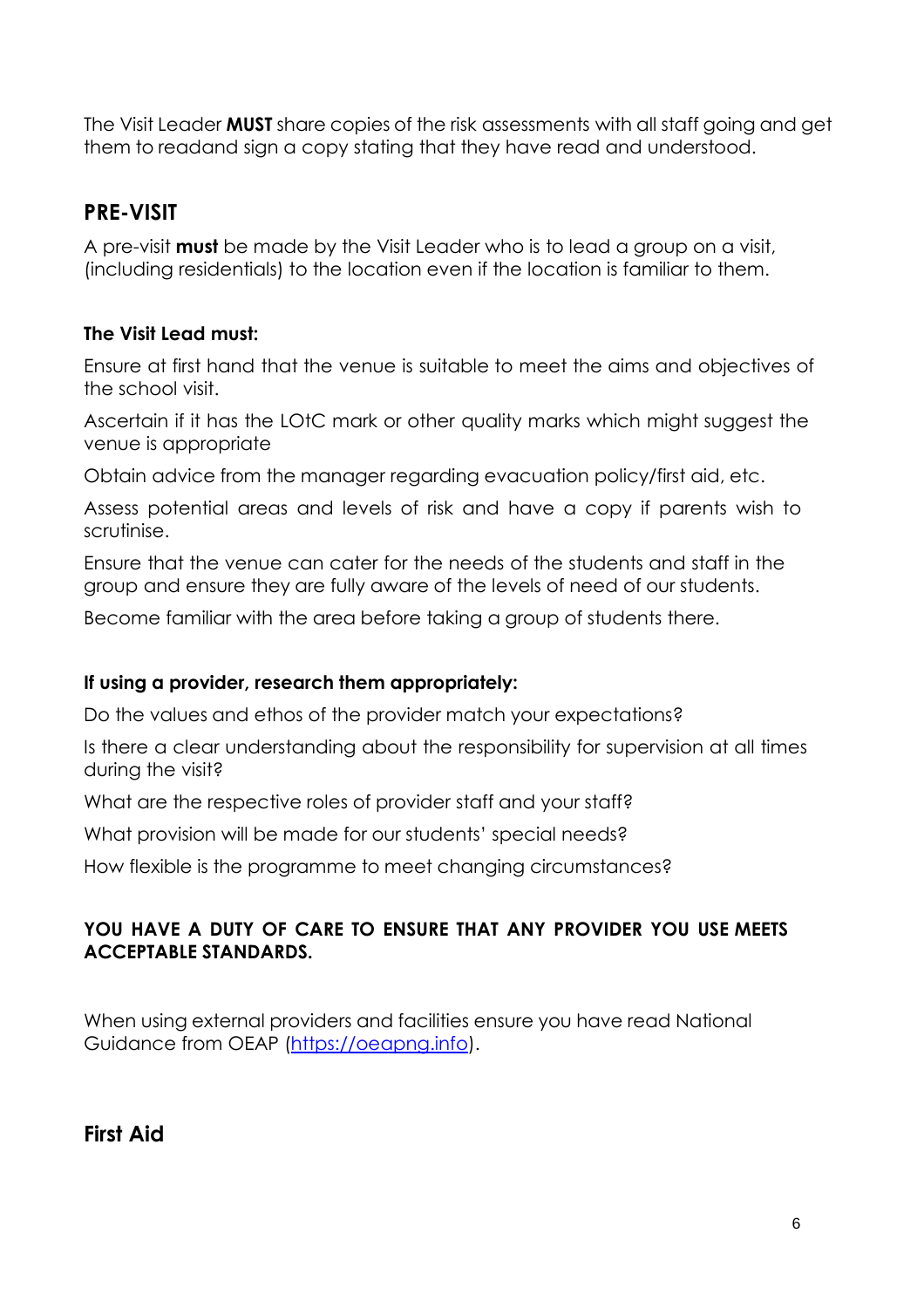The Visit Leader **MUST** share copies of the risk assessments with all staff going and get them to readand sign a copy stating that they have read and understood.

## PRE-VISIT

A pre-visit **must** be made by the Visit Leader who is to lead a group on a visit, (including residentials) to the location even if the location is familiar to them.

### The Visit Lead must:

Ensure at first hand that the venue is suitable to meet the aims and objectives of the school visit.

Ascertain if it has the LOtC mark or other quality marks which might suggest the venue is appropriate

Obtain advice from the manager regarding evacuation policy/first aid, etc.

Assess potential areas and levels of risk and have a copy if parents wish to scrutinise.

Ensure that the venue can cater for the needs of the students and staff in the group and ensure they are fully aware of the levels of need of our students.

Become familiar with the area before taking a group of students there.

### If using a provider, research them appropriately:

Do the values and ethos of the provider match your expectations?

Is there a clear understanding about the responsibility for supervision at all times during the visit?

What are the respective roles of provider staff and your staff?

What provision will be made for our students' special needs?

How flexible is the programme to meet changing circumstances?

**YOU HAVE A DUTY OF CARE TO ENSURE THAT ANY PROVIDER YOU USE MEETS ACCEPTABLE STANDARDS.**

When using external providers and facilities ensure you have read National Guidance from OEAP ([https://oeapng.info](https://oeapng.info)).

## First Aid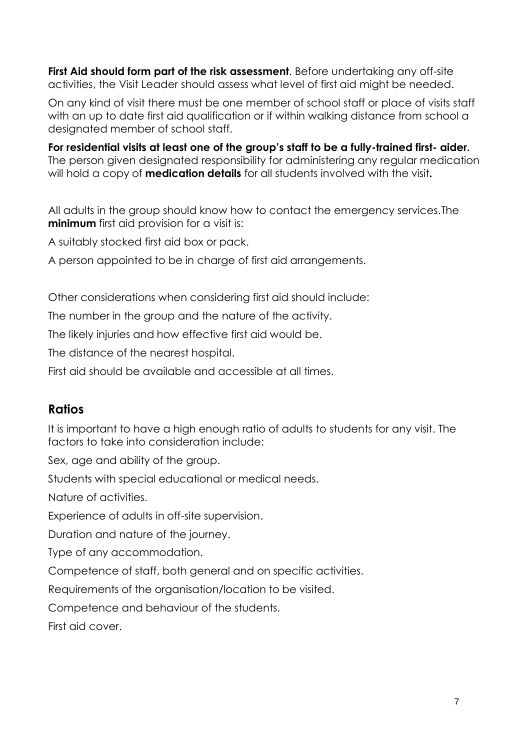**First Aid should form part of the risk assessment**. Before undertaking any off-site activities, the Visit Leader should assess what level of first aid might be needed.

On any kind of visit there must be one member of school staff or place of visits staff with an up to date first aid qualification or if within walking distance from school a designated member of school staff.

**For residential visits at least one of the group's staff to be a fully-trained first- aider.** The person given designated responsibility for administering any regular medication will hold a copy of **medication details** for all students involved with the visit**.**

All adults in the group should know how to contact the emergency services.The **minimum** first aid provision for a visit is:

A suitably stocked first aid box or pack.

A person appointed to be in charge of first aid arrangements.

Other considerations when considering first aid should include:

The number in the group and the nature of the activity.

The likely injuries and how effective first aid would be.

The distance of the nearest hospital.

First aid should be available and accessible at all times.

## Ratios

It is important to have a high enough ratio of adults to students for any visit. The factors to take into consideration include:

Sex, age and ability of the group.

Students with special educational or medical needs.

Nature of activities.

Experience of adults in off-site supervision.

Duration and nature of the journey.

Type of any accommodation.

Competence of staff, both general and on specific activities.

Requirements of the organisation/location to be visited.

Competence and behaviour of the students.

First aid cover.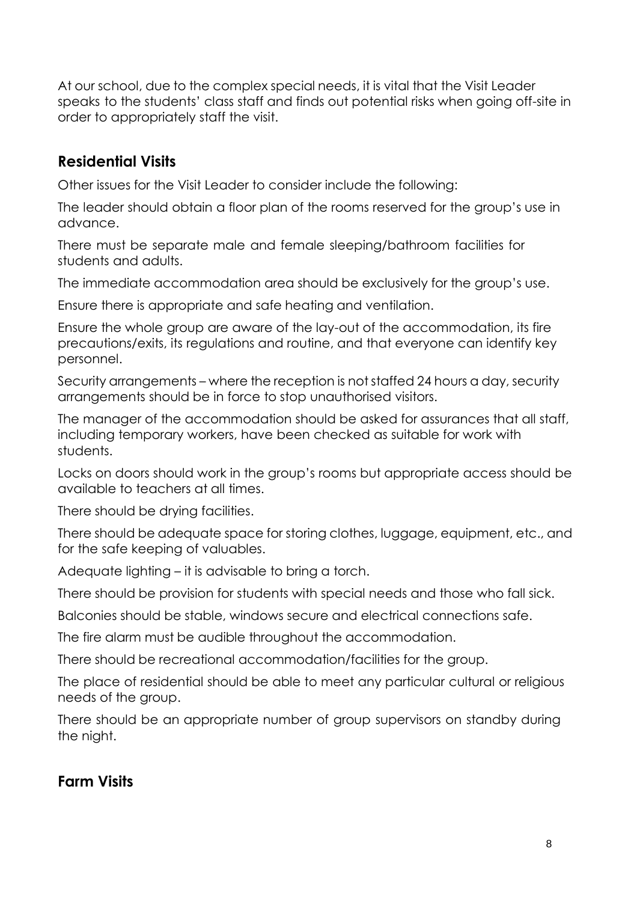At our school, due to the complex special needs, it is vital that the Visit Leader speaks to the students' class staff and finds out potential risks when going off-site in order to appropriately staff the visit.

## Residential Visits

Other issues for the Visit Leader to consider include the following:

The leader should obtain a floor plan of the rooms reserved for the group's use in advance.

There must be separate male and female sleeping/bathroom facilities for students and adults.

The immediate accommodation area should be exclusively for the group's use.

Ensure there is appropriate and safe heating and ventilation.

Ensure the whole group are aware of the lay-out of the accommodation, its fire precautions/exits, its regulations and routine, and that everyone can identify key personnel.

Security arrangements – where the reception is not staffed 24 hours a day, security arrangements should be in force to stop unauthorised visitors.

The manager of the accommodation should be asked for assurances that all staff, including temporary workers, have been checked as suitable for work with students.

Locks on doors should work in the group's rooms but appropriate access should be available to teachers at all times.

There should be drying facilities.

There should be adequate space for storing clothes, luggage, equipment, etc., and for the safe keeping of valuables.

Adequate lighting – it is advisable to bring a torch.

There should be provision for students with special needs and those who fall sick.

Balconies should be stable, windows secure and electrical connections safe.

The fire alarm must be audible throughout the accommodation.

There should be recreational accommodation/facilities for the group.

The place of residential should be able to meet any particular cultural or religious needs of the group.

There should be an appropriate number of group supervisors on standby during the night.

## Farm Visits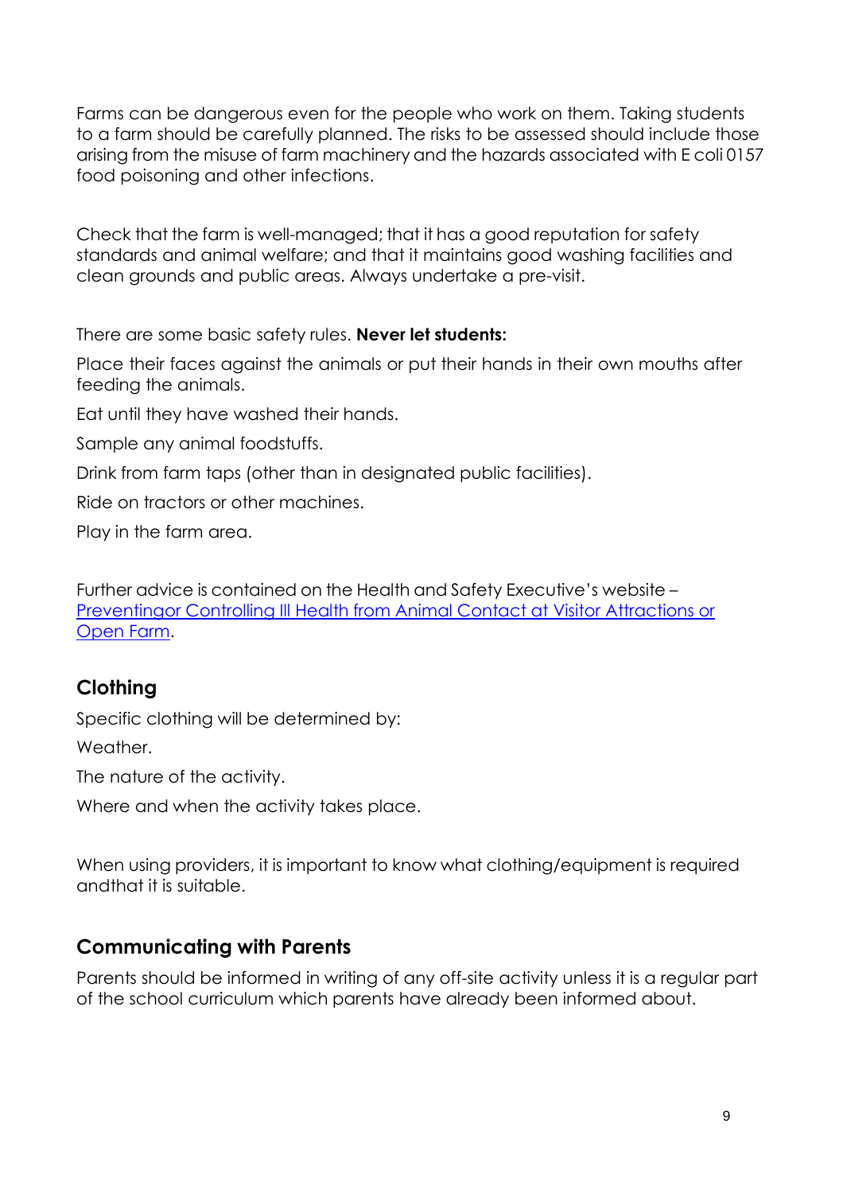Farms can be dangerous even for the people who work on them. Taking students to a farm should be carefully planned. The risks to be assessed should include those arising from the misuse of farm machinery and the hazards associated with E coli 0157 food poisoning and other infections.

Check that the farm is well-managed; that it has a good reputation for safety standards and animal welfare; and that it maintains good washing facilities and clean grounds and public areas. Always undertake a pre-visit.

There are some basic safety rules. **Never let students:**

Place their faces against the animals or put their hands in their own mouths after feeding the animals.

Eat until they have washed their hands.

Sample any animal foodstuffs.

Drink from farm taps (other than in designated public facilities).

Ride on tractors or other machines.

Play in the farm area.

Further advice is contained on the Health and Safety Executive's website – Preventingor Controlling Ill Health from Animal Contact at Visitor Attractions or Open Farm.

## Clothing

Specific clothing will be determined by:

Weather.

The nature of the activity.

Where and when the activity takes place.

When using providers, it is important to know what clothing/equipment is required andthat it is suitable.

## Communicating with Parents

Parents should be informed in writing of any off-site activity unless it is a regular part of the school curriculum which parents have already been informed about.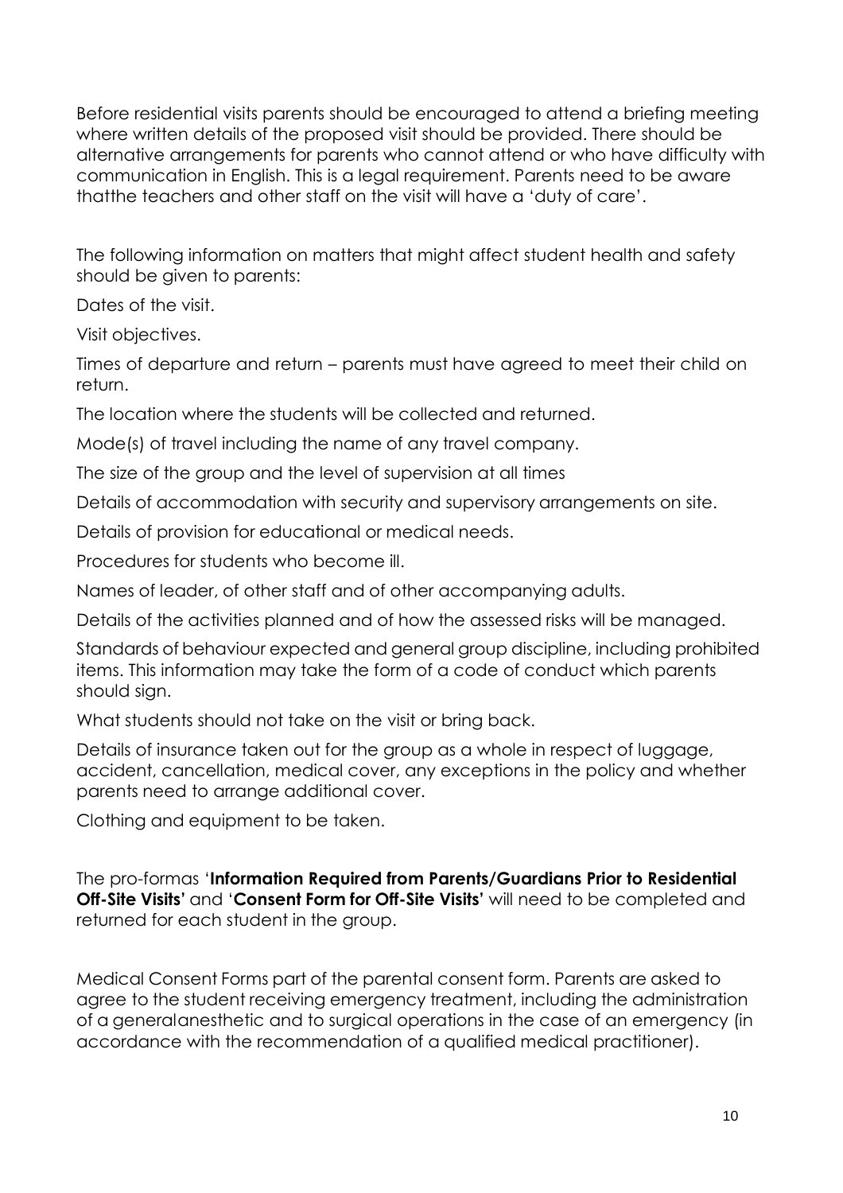Before residential visits parents should be encouraged to attend a briefing meeting where written details of the proposed visit should be provided. There should be alternative arrangements for parents who cannot attend or who have difficulty with communication in English. This is a legal requirement. Parents need to be aware thatthe teachers and other staff on the visit will have a 'duty of care'.

The following information on matters that might affect student health and safety should be given to parents:

Dates of the visit.

Visit objectives.

Times of departure and return – parents must have agreed to meet their child on return.

The location where the students will be collected and returned.

Mode(s) of travel including the name of any travel company.

The size of the group and the level of supervision at all times

Details of accommodation with security and supervisory arrangements on site.

Details of provision for educational or medical needs.

Procedures for students who become ill.

Names of leader, of other staff and of other accompanying adults.

Details of the activities planned and of how the assessed risks will be managed.

Standards of behaviour expected and general group discipline, including prohibited items. This information may take the form of a code of conduct which parents should sign.

What students should not take on the visit or bring back.

Details of insurance taken out for the group as a whole in respect of luggage, accident, cancellation, medical cover, any exceptions in the policy and whether parents need to arrange additional cover.

Clothing and equipment to be taken.

The pro-formas '**Information Required from Parents/Guardians Prior to Residential Off-Site Visits'** and '**Consent Form for Off-Site Visits'** will need to be completed and returned for each student in the group.

Medical Consent Forms part of the parental consent form. Parents are asked to agree to the student receiving emergency treatment, including the administration of a generalanesthetic and to surgical operations in the case of an emergency (in accordance with the recommendation of a qualified medical practitioner).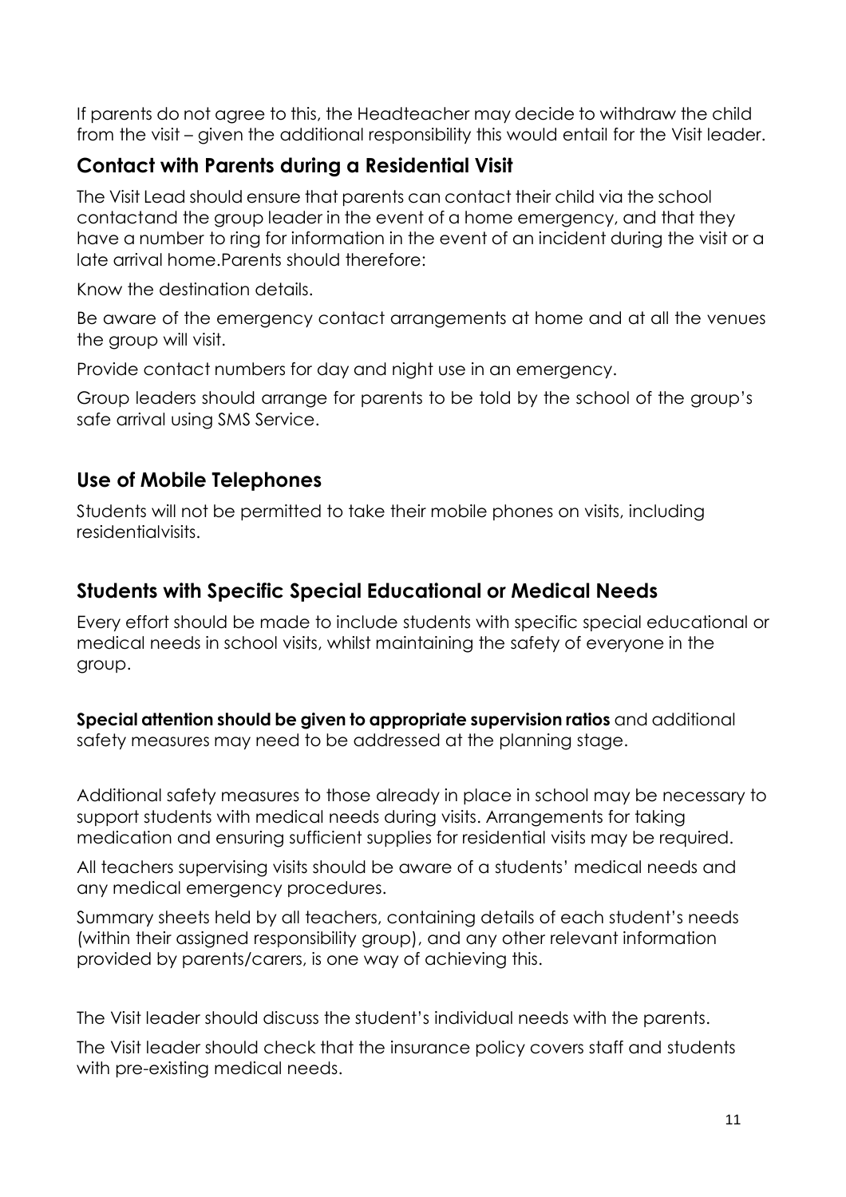If parents do not agree to this, the Headteacher may decide to withdraw the child from the visit – given the additional responsibility this would entail for the Visit leader.

## Contact with Parents during a Residential Visit

The Visit Lead should ensure that parents can contact their child via the school contactand the group leader in the event of a home emergency, and that they have a number to ring for information in the event of an incident during the visit or a late arrival home.Parents should therefore:

Know the destination details.

Be aware of the emergency contact arrangements at home and at all the venues the group will visit.

Provide contact numbers for day and night use in an emergency.

Group leaders should arrange for parents to be told by the school of the group's safe arrival using SMS Service.

## Use of Mobile Telephones

Students will not be permitted to take their mobile phones on visits, including residentialvisits.

## Students with Specific Special Educational or Medical Needs

Every effort should be made to include students with specific special educational or medical needs in school visits, whilst maintaining the safety of everyone in the group.

**Special attention should be given to appropriate supervision ratios** and additional safety measures may need to be addressed at the planning stage.

Additional safety measures to those already in place in school may be necessary to support students with medical needs during visits. Arrangements for taking medication and ensuring sufficient supplies for residential visits may be required.

All teachers supervising visits should be aware of a students' medical needs and any medical emergency procedures.

Summary sheets held by all teachers, containing details of each student's needs (within their assigned responsibility group), and any other relevant information provided by parents/carers, is one way of achieving this.

The Visit leader should discuss the student's individual needs with the parents.

The Visit leader should check that the insurance policy covers staff and students with pre-existing medical needs.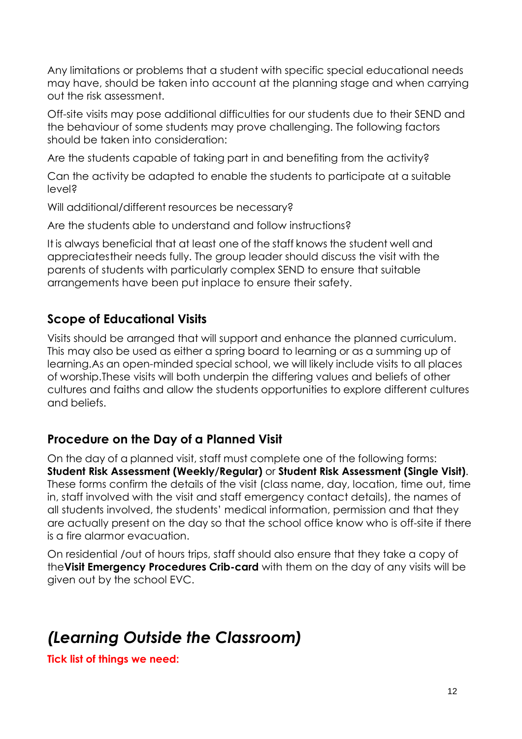Any limitations or problems that a student with specific special educational needs may have, should be taken into account at the planning stage and when carrying out the risk assessment.

Off-site visits may pose additional difficulties for our students due to their SEND and the behaviour of some students may prove challenging. The following factors should be taken into consideration:

Are the students capable of taking part in and benefiting from the activity?

Can the activity be adapted to enable the students to participate at a suitable level?

Will additional/different resources be necessary?

Are the students able to understand and follow instructions?

It is always beneficial that at least one of the staff knows the student well and appreciatestheir needs fully. The group leader should discuss the visit with the parents of students with particularly complex SEND to ensure that suitable arrangements have been put inplace to ensure their safety.

## Scope of Educational Visits

Visits should be arranged that will support and enhance the planned curriculum. This may also be used as either a spring board to learning or as a summing up of learning.As an open-minded special school, we will likely include visits to all places of worship.These visits will both underpin the differing values and beliefs of other cultures and faiths and allow the students opportunities to explore different cultures and beliefs.

## Procedure on the Day of a Planned Visit

On the day of a planned visit, staff must complete one of the following forms: **Student Risk Assessment (Weekly/Regular)** or **Student Risk Assessment (Single Visit)**. These forms confirm the details of the visit (class name, day, location, time out, time in, staff involved with the visit and staff emergency contact details), the names of all students involved, the students' medical information, permission and that they are actually present on the day so that the school office know who is off-site if there is a fire alarmor evacuation.

On residential /out of hours trips, staff should also ensure that they take a copy of the**Visit Emergency Procedures Crib-card** with them on the day of any visits will be given out by the school EVC.

# *(Learning Outside the Classroom)*

**Tick list of things we need:**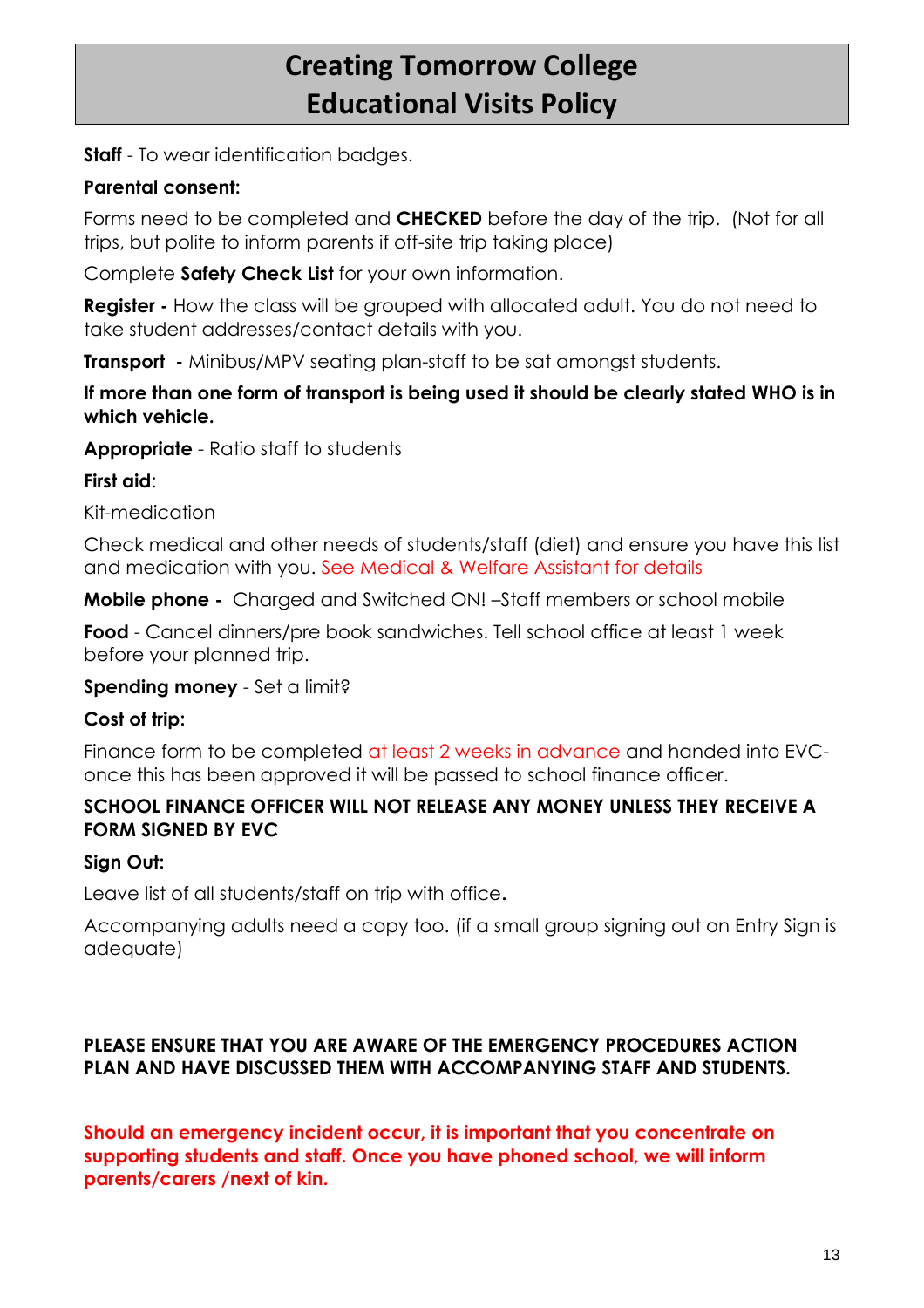# Creating Tomorrow College
# Educational Visits Policy

**Staff** - To wear identification badges.

**Parental consent:**

Forms need to be completed and **CHECKED** before the day of the trip. (Not for all trips, but polite to inform parents if off-site trip taking place)

Complete **Safety Check List** for your own information.

**Register -** How the class will be grouped with allocated adult. You do not need to take student addresses/contact details with you.

**Transport -** Minibus/MPV seating plan-staff to be sat amongst students.

**If more than one form of transport is being used it should be clearly stated WHO is in which vehicle.**

**Appropriate** - Ratio staff to students

**First aid**:

Kit-medication

Check medical and other needs of students/staff (diet) and ensure you have this list and medication with you. See Medical & Welfare Assistant for details

**Mobile phone -** Charged and Switched ON! –Staff members or school mobile

**Food** - Cancel dinners/pre book sandwiches. Tell school office at least 1 week before your planned trip.

**Spending money** - Set a limit?

**Cost of trip:**

Finance form to be completed at least 2 weeks in advance and handed into EVC- once this has been approved it will be passed to school finance officer.

**SCHOOL FINANCE OFFICER WILL NOT RELEASE ANY MONEY UNLESS THEY RECEIVE A FORM SIGNED BY EVC**

**Sign Out:**

Leave list of all students/staff on trip with office.

Accompanying adults need a copy too. (if a small group signing out on Entry Sign is adequate)

**PLEASE ENSURE THAT YOU ARE AWARE OF THE EMERGENCY PROCEDURES ACTION PLAN AND HAVE DISCUSSED THEM WITH ACCOMPANYING STAFF AND STUDENTS.**

**Should an emergency incident occur, it is important that you concentrate on supporting students and staff. Once you have phoned school, we will inform parents/carers /next of kin.**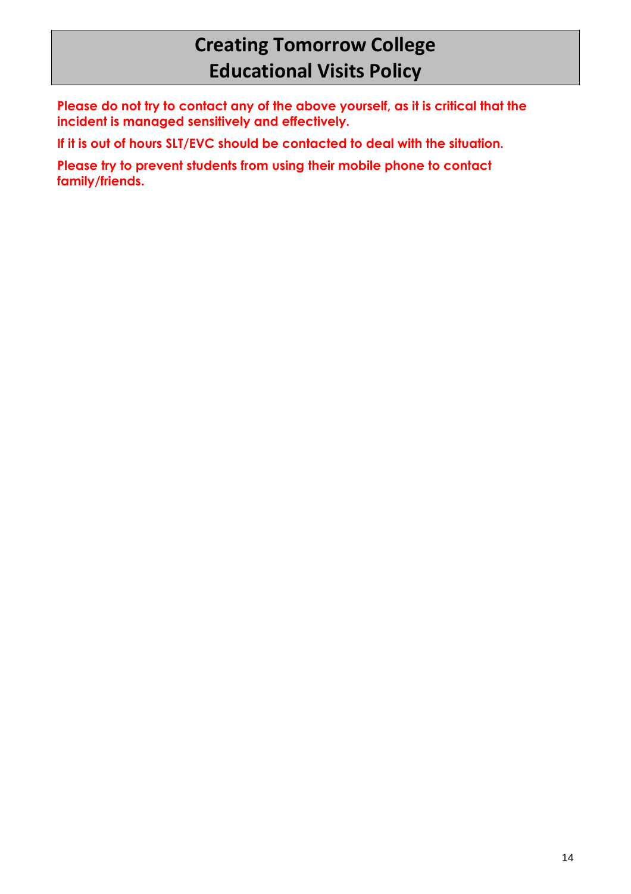**Please do not try to contact any of the above yourself, as it is critical that the incident is managed sensitively and effectively.**

**If it is out of hours SLT/EVC should be contacted to deal with the situation.**

**Please try to prevent students from using their mobile phone to contact family/friends.**